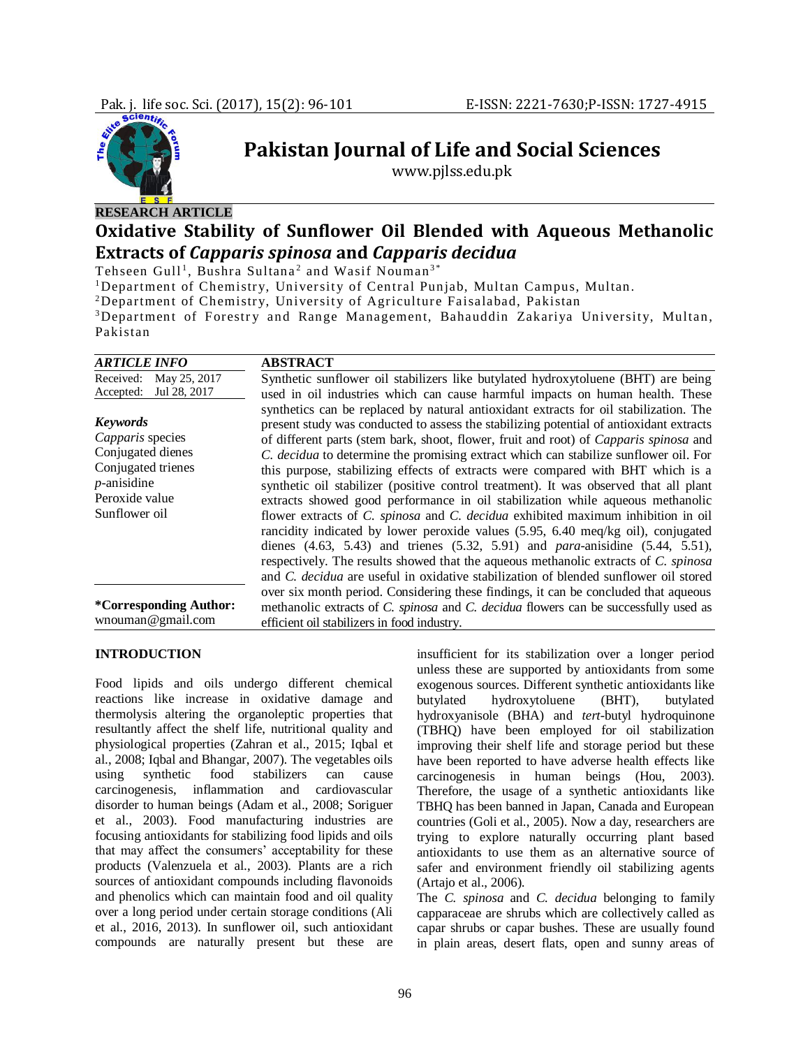**Pakistan Journal of Life and Social Sciences**

www.pjlss.edu.pk

RESEARCH ARTICLE

# Oxidative Stability of Sunflower Oil Blended with Aqueous Methanolic Extracts of *Capparis spinosa* and *Capparis decidua*

Tehseen Gull[1], Bushra Sultana[2] and Wasif Nouman[3*]

[1]Department of Chemistry, University of Central Punjab, Multan Campus, Multan.

[2]Department of Chemistry, University of Agriculture Faisalabad, Pakistan

[3]Department of Forestry and Range Management, Bahauddin Zakariya University, Multan, Pakistan

**ARTICLE INFO**

Received: May 25, 2017

Accepted: Jul 28, 2017

***Keywords***

*Capparis* species

Conjugated dienes

Conjugated trienes

*p*-anisidine

Peroxide value

Sunflower oil

**\*Corresponding Author:**

wnouman@gmail.com

**ABSTRACT**

Synthetic sunflower oil stabilizers like butylated hydroxytoluene (BHT) are being used in oil industries which can cause harmful impacts on human health. These synthetics can be replaced by natural antioxidant extracts for oil stabilization. The present study was conducted to assess the stabilizing potential of antioxidant extracts of different parts (stem bark, shoot, flower, fruit and root) of *Capparis spinosa* and *C. decidua* to determine the promising extract which can stabilize sunflower oil. For this purpose, stabilizing effects of extracts were compared with BHT which is a synthetic oil stabilizer (positive control treatment). It was observed that all plant extracts showed good performance in oil stabilization while aqueous methanolic flower extracts of *C. spinosa* and *C. decidua* exhibited maximum inhibition in oil rancidity indicated by lower peroxide values (5.95, 6.40 meq/kg oil), conjugated dienes (4.63, 5.43) and trienes (5.32, 5.91) and *para*-anisidine (5.44, 5.51), respectively. The results showed that the aqueous methanolic extracts of *C. spinosa* and *C. decidua* are useful in oxidative stabilization of blended sunflower oil stored over six month period. Considering these findings, it can be concluded that aqueous methanolic extracts of *C. spinosa* and *C. decidua* flowers can be successfully used as efficient oil stabilizers in food industry.

## INTRODUCTION

Food lipids and oils undergo different chemical reactions like increase in oxidative damage and thermolysis altering the organoleptic properties that resultantly affect the shelf life, nutritional quality and physiological properties (Zahran et al., 2015; Iqbal et al., 2008; Iqbal and Bhangar, 2007). The vegetables oils using synthetic food stabilizers can cause carcinogenesis, inflammation and cardiovascular disorder to human beings (Adam et al., 2008; Soriguer et al., 2003). Food manufacturing industries are focusing antioxidants for stabilizing food lipids and oils that may affect the consumers' acceptability for these products (Valenzuela et al., 2003). Plants are a rich sources of antioxidant compounds including flavonoids and phenolics which can maintain food and oil quality over a long period under certain storage conditions (Ali et al., 2016, 2013). In sunflower oil, such antioxidant compounds are naturally present but these are insufficient for its stabilization over a longer period unless these are supported by antioxidants from some exogenous sources. Different synthetic antioxidants like butylated hydroxytoluene (BHT), butylated hydroxyanisole (BHA) and *tert*-butyl hydroquinone (TBHQ) have been employed for oil stabilization improving their shelf life and storage period but these have been reported to have adverse health effects like carcinogenesis in human beings (Hou, 2003). Therefore, the usage of a synthetic antioxidants like TBHQ has been banned in Japan, Canada and European countries (Goli et al., 2005). Now a day, researchers are trying to explore naturally occurring plant based antioxidants to use them as an alternative source of safer and environment friendly oil stabilizing agents (Artajo et al., 2006).

The *C. spinosa* and *C. decidua* belonging to family capparaceae are shrubs which are collectively called as capar shrubs or capar bushes. These are usually found in plain areas, desert flats, open and sunny areas of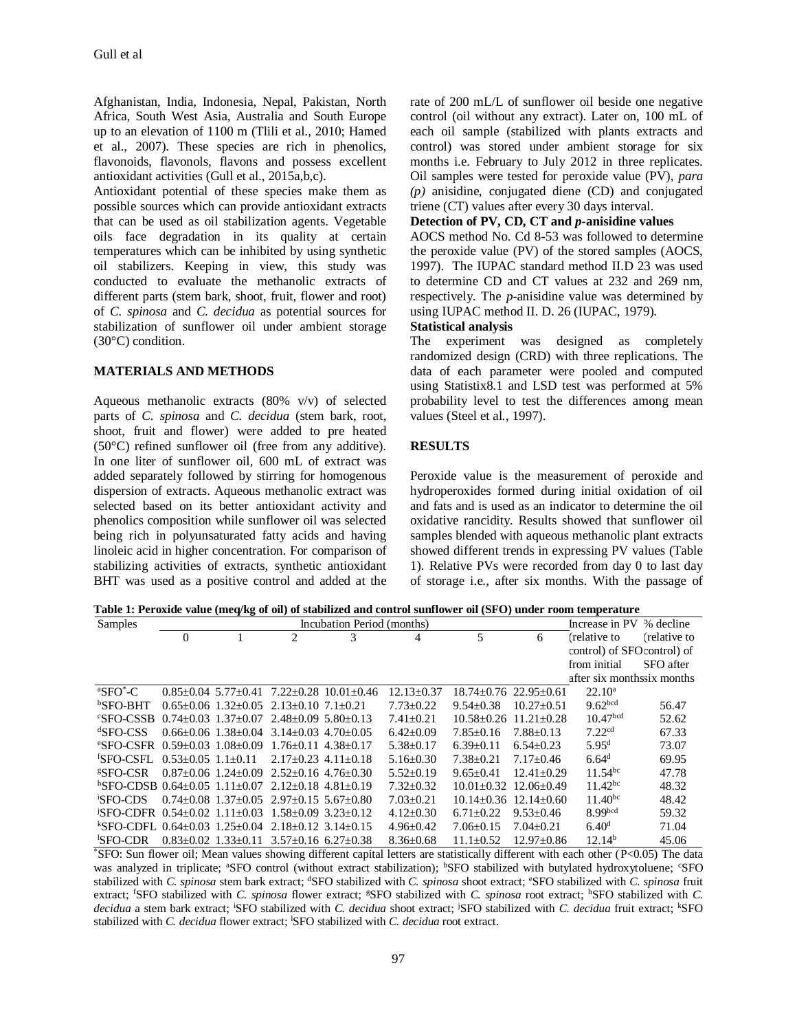Afghanistan, India, Indonesia, Nepal, Pakistan, North Africa, South West Asia, Australia and South Europe up to an elevation of 1100 m (Tlili et al., 2010; Hamed et al., 2007). These species are rich in phenolics, flavonoids, flavonols, flavons and possess excellent antioxidant activities (Gull et al., 2015a,b,c).

Antioxidant potential of these species make them as possible sources which can provide antioxidant extracts that can be used as oil stabilization agents. Vegetable oils face degradation in its quality at certain temperatures which can be inhibited by using synthetic oil stabilizers. Keeping in view, this study was conducted to evaluate the methanolic extracts of different parts (stem bark, shoot, fruit, flower and root) of *C. spinosa* and *C. decidua* as potential sources for stabilization of sunflower oil under ambient storage (30°C) condition.

## MATERIALS AND METHODS

Aqueous methanolic extracts (80% v/v) of selected parts of *C. spinosa* and *C. decidua* (stem bark, root, shoot, fruit and flower) were added to pre heated (50°C) refined sunflower oil (free from any additive). In one liter of sunflower oil, 600 mL of extract was added separately followed by stirring for homogenous dispersion of extracts. Aqueous methanolic extract was selected based on its better antioxidant activity and phenolics composition while sunflower oil was selected being rich in polyunsaturated fatty acids and having linoleic acid in higher concentration. For comparison of stabilizing activities of extracts, synthetic antioxidant BHT was used as a positive control and added at the rate of 200 mL/L of sunflower oil beside one negative control (oil without any extract). Later on, 100 mL of each oil sample (stabilized with plants extracts and control) was stored under ambient storage for six months i.e. February to July 2012 in three replicates. Oil samples were tested for peroxide value (PV), *para (p)* anisidine, conjugated diene (CD) and conjugated triene (CT) values after every 30 days interval.

**Detection of PV, CD, CT and *p*-anisidine values**

AOCS method No. Cd 8-53 was followed to determine the peroxide value (PV) of the stored samples (AOCS, 1997). The IUPAC standard method II.D 23 was used to determine CD and CT values at 232 and 269 nm, respectively. The *p*-anisidine value was determined by using IUPAC method II. D. 26 (IUPAC, 1979).

**Statistical analysis**

The experiment was designed as completely randomized design (CRD) with three replications. The data of each parameter were pooled and computed using Statistix8.1 and LSD test was performed at 5% probability level to test the differences among mean values (Steel et al., 1997).

## RESULTS

Peroxide value is the measurement of peroxide and hydroperoxides formed during initial oxidation of oil and fats and is used as an indicator to determine the oil oxidative rancidity. Results showed that sunflower oil samples blended with aqueous methanolic plant extracts showed different trends in expressing PV values (Table 1). Relative PVs were recorded from day 0 to last day of storage i.e., after six months. With the passage of

**Table 1: Peroxide value (meq/kg of oil) of stabilized and control sunflower oil (SFO) under room temperature**

| Samples | Incubation Period (months) | | | | | | | Increase in PV (relative to control) of SFO from initial after six months | % decline (relative to control) of SFO after six months |
|---|---|---|---|---|---|---|---|---|---|
| | 0 | 1 | 2 | 3 | 4 | 5 | 6 | | |
| [a]SFO*-C | 0.85±0.04 | 5.77±0.41 | 7.22±0.28 | 10.01±0.46 | 12.13±0.37 | 18.74±0.76 | 22.95±0.61 | 22.10[a] | |
| [b]SFO-BHT | 0.65±0.06 | 1.32±0.05 | 2.13±0.10 | 7.1±0.21 | 7.73±0.22 | 9.54±0.38 | 10.27±0.51 | 9.62[bcd] | 56.47 |
| [c]SFO-CSSB | 0.74±0.03 | 1.37±0.07 | 2.48±0.09 | 5.80±0.13 | 7.41±0.21 | 10.58±0.26 | 11.21±0.28 | 10.47[bcd] | 52.62 |
| [d]SFO-CSS | 0.66±0.06 | 1.38±0.04 | 3.14±0.03 | 4.70±0.05 | 6.42±0.09 | 7.85±0.16 | 7.88±0.13 | 7.22[cd] | 67.33 |
| [e]SFO-CSFR | 0.59±0.03 | 1.08±0.09 | 1.76±0.11 | 4.38±0.17 | 5.38±0.17 | 6.39±0.11 | 6.54±0.23 | 5.95[d] | 73.07 |
| [f]SFO-CSFL | 0.53±0.05 | 1.1±0.11 | 2.17±0.23 | 4.11±0.18 | 5.16±0.30 | 7.38±0.21 | 7.17±0.46 | 6.64[d] | 69.95 |
| [g]SFO-CSR | 0.87±0.06 | 1.24±0.09 | 2.52±0.16 | 4.76±0.30 | 5.52±0.19 | 9.65±0.41 | 12.41±0.29 | 11.54[bc] | 47.78 |
| [h]SFO-CDSB | 0.64±0.05 | 1.11±0.07 | 2.12±0.18 | 4.81±0.19 | 7.32±0.32 | 10.01±0.32 | 12.06±0.49 | 11.42[bc] | 48.32 |
| [i]SFO-CDS | 0.74±0.08 | 1.37±0.05 | 2.97±0.15 | 5.67±0.80 | 7.03±0.21 | 10.14±0.36 | 12.14±0.60 | 11.40[bc] | 48.42 |
| [j]SFO-CDFR | 0.54±0.02 | 1.11±0.03 | 1.58±0.09 | 3.23±0.12 | 4.12±0.30 | 6.71±0.22 | 9.53±0.46 | 8.99[bcd] | 59.32 |
| [k]SFO-CDFL | 0.64±0.03 | 1.25±0.04 | 2.18±0.12 | 3.14±0.15 | 4.96±0.42 | 7.06±0.15 | 7.04±0.21 | 6.40[d] | 71.04 |
| [l]SFO-CDR | 0.83±0.02 | 1.33±0.11 | 3.57±0.16 | 6.27±0.38 | 8.36±0.68 | 11.1±0.52 | 12.97±0.86 | 12.14[b] | 45.06 |

*SFO: Sun flower oil; Mean values showing different capital letters are statistically different with each other ($P<0.05$) The data was analyzed in triplicate; [a]SFO control (without extract stabilization); [b]SFO stabilized with butylated hydroxytoluene; [c]SFO stabilized with *C. spinosa* stem bark extract; [d]SFO stabilized with *C. spinosa* shoot extract; [e]SFO stabilized with *C. spinosa* fruit extract; [f]SFO stabilized with *C. spinosa* flower extract; [g]SFO stabilized with *C. spinosa* root extract; [h]SFO stabilized with *C. decidua* a stem bark extract; [i]SFO stabilized with *C. decidua* shoot extract; [j]SFO stabilized with *C. decidua* fruit extract; [k]SFO stabilized with *C. decidua* flower extract; [l]SFO stabilized with *C. decidua* root extract.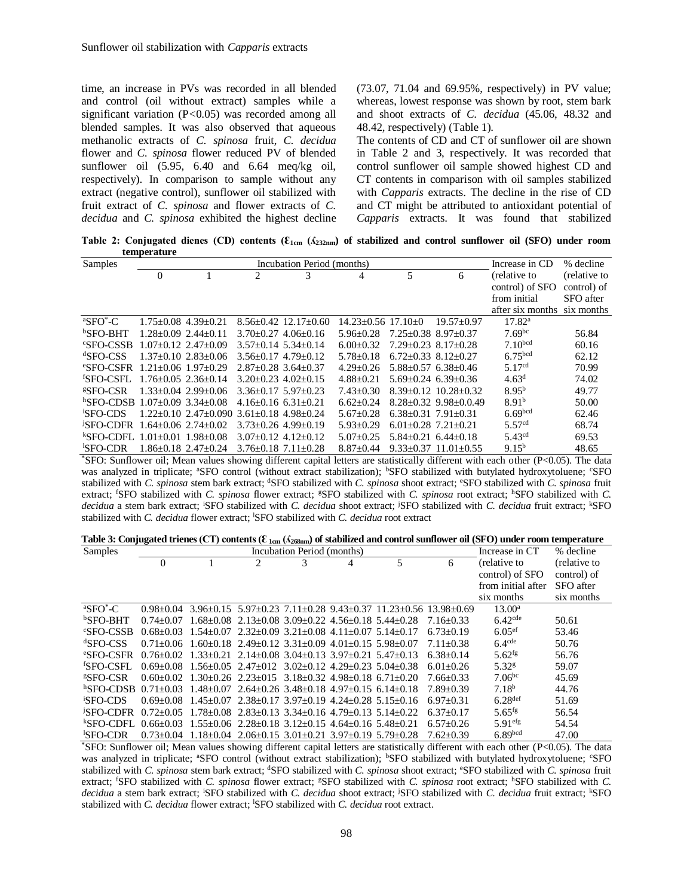time, an increase in PVs was recorded in all blended and control (oil without extract) samples while a significant variation ($P<0.05$) was recorded among all blended samples. It was also observed that aqueous methanolic extracts of *C. spinosa* fruit, *C. decidua* flower and *C. spinosa* flower reduced PV of blended sunflower oil (5.95, 6.40 and 6.64 meq/kg oil, respectively). In comparison to sample without any extract (negative control), sunflower oil stabilized with fruit extract of *C. spinosa* and flower extracts of *C. decidua* and *C. spinosa* exhibited the highest decline (73.07, 71.04 and 69.95%, respectively) in PV value; whereas, lowest response was shown by root, stem bark and shoot extracts of *C. decidua* (45.06, 48.32 and 48.42, respectively) (Table 1).

The contents of CD and CT of sunflower oil are shown in Table 2 and 3, respectively. It was recorded that control sunflower oil sample showed highest CD and CT contents in comparison with oil samples stabilized with *Capparis* extracts. The decline in the rise of CD and CT might be attributed to antioxidant potential of *Capparis* extracts. It was found that stabilized

**Table 2: Conjugated dienes (CD) contents ($Ɛ_{1cm}$ ($ʎ_{232nm}$)) of stabilized and control sunflower oil (SFO) under room temperature**

| Samples | Incubation Period (months) | | | | | | | Increase in CD (relative to control) of SFO from initial after six months | % decline (relative to control) of SFO after six months |
|---|---|---|---|---|---|---|---|---|---|
| | 0 | 1 | 2 | 3 | 4 | 5 | 6 | | |
| [a]SFO*-C | 1.75±0.08 | 4.39±0.21 | 8.56±0.42 | 12.17±0.60 | 14.23±0.56 | 17.10±0 | 19.57±0.97 | 17.82[a] | |
| [b]SFO-BHT | 1.28±0.09 | 2.44±0.11 | 3.70±0.27 | 4.06±0.16 | 5.96±0.28 | 7.25±0.38 | 8.97±0.37 | 7.69[bc] | 56.84 |
| [c]SFO-CSSB | 1.07±0.12 | 2.47±0.09 | 3.57±0.14 | 5.34±0.14 | 6.00±0.32 | 7.29±0.23 | 8.17±0.28 | 7.10[bcd] | 60.16 |
| [d]SFO-CSS | 1.37±0.10 | 2.83±0.06 | 3.56±0.17 | 4.79±0.12 | 5.78±0.18 | 6.72±0.33 | 8.12±0.27 | 6.75[bcd] | 62.12 |
| [e]SFO-CSFR | 1.21±0.06 | 1.97±0.29 | 2.87±0.28 | 3.64±0.37 | 4.29±0.26 | 5.88±0.57 | 6.38±0.46 | 5.17[cd] | 70.99 |
| [f]SFO-CSFL | 1.76±0.05 | 2.36±0.14 | 3.20±0.23 | 4.02±0.15 | 4.88±0.21 | 5.69±0.24 | 6.39±0.36 | 4.63[d] | 74.02 |
| [g]SFO-CSR | 1.33±0.04 | 2.99±0.06 | 3.36±0.17 | 5.97±0.23 | 7.43±0.30 | 8.39±0.12 | 10.28±0.32 | 8.95[b] | 49.77 |
| [h]SFO-CDSB | 1.07±0.09 | 3.34±0.08 | 4.16±0.16 | 6.31±0.21 | 6.62±0.24 | 8.28±0.32 | 9.98±0.0.49 | 8.91[b] | 50.00 |
| [i]SFO-CDS | 1.22±0.10 | 2.47±0.090 | 3.61±0.18 | 4.98±0.24 | 5.67±0.28 | 6.38±0.31 | 7.91±0.31 | 6.69[bcd] | 62.46 |
| [j]SFO-CDFR | 1.64±0.06 | 2.74±0.02 | 3.73±0.26 | 4.99±0.19 | 5.93±0.29 | 6.01±0.28 | 7.21±0.21 | 5.57[cd] | 68.74 |
| [k]SFO-CDFL | 1.01±0.01 | 1.98±0.08 | 3.07±0.12 | 4.12±0.12 | 5.07±0.25 | 5.84±0.21 | 6.44±0.18 | 5.43[cd] | 69.53 |
| [l]SFO-CDR | 1.86±0.18 | 2.47±0.24 | 3.76±0.18 | 7.11±0.28 | 8.87±0.44 | 9.33±0.37 | 11.01±0.55 | 9.15[b] | 48.65 |

*SFO: Sunflower oil; Mean values showing different capital letters are statistically different with each other ($P<0.05$). The data was analyzed in triplicate; [a]SFO control (without extract stabilization); [b]SFO stabilized with butylated hydroxytoluene; [c]SFO stabilized with *C. spinosa* stem bark extract; [d]SFO stabilized with *C. spinosa* shoot extract; [e]SFO stabilized with *C. spinosa* fruit extract; [f]SFO stabilized with *C. spinosa* flower extract; [g]SFO stabilized with *C. spinosa* root extract; [h]SFO stabilized with *C. decidua* a stem bark extract; [i]SFO stabilized with *C. decidua* shoot extract; [j]SFO stabilized with *C. decidua* fruit extract; [k]SFO stabilized with *C. decidua* flower extract; [l]SFO stabilized with *C. decidua* root extract

**Table 3: Conjugated trienes (CT) contents ($Ɛ_{1cm}$ ($ʎ_{268nm}$)) of stabilized and control sunflower oil (SFO) under room temperature**

| Samples | Incubation Period (months) | | | | | | | Increase in CT (relative to control) of SFO from initial after six months | % decline (relative to control) of SFO after six months |
|---|---|---|---|---|---|---|---|---|---|
| | 0 | 1 | 2 | 3 | 4 | 5 | 6 | | |
| [a]SFO*-C | 0.98±0.04 | 3.96±0.15 | 5.97±0.23 | 7.11±0.28 | 9.43±0.37 | 11.23±0.56 | 13.98±0.69 | 13.00[a] | |
| [b]SFO-BHT | 0.74±0.07 | 1.68±0.08 | 2.13±0.08 | 3.09±0.22 | 4.56±0.18 | 5.44±0.28 | 7.16±0.33 | 6.42[cde] | 50.61 |
| [c]SFO-CSSB | 0.68±0.03 | 1.54±0.07 | 2.32±0.09 | 3.21±0.08 | 4.11±0.07 | 5.14±0.17 | 6.73±0.19 | 6.05[ef] | 53.46 |
| [d]SFO-CSS | 0.71±0.06 | 1.60±0.18 | 2.49±0.12 | 3.31±0.09 | 4.01±0.15 | 5.98±0.07 | 7.11±0.38 | 6.4[cde] | 50.76 |
| [e]SFO-CSFR | 0.76±0.02 | 1.33±0.21 | 2.14±0.08 | 3.04±0.13 | 3.97±0.21 | 5.47±0.13 | 6.38±0.14 | 5.62[fg] | 56.76 |
| [f]SFO-CSFL | 0.69±0.08 | 1.56±0.05 | 2.47±012 | 3.02±0.12 | 4.29±0.23 | 5.04±0.38 | 6.01±0.26 | 5.32[g] | 59.07 |
| [g]SFO-CSR | 0.60±0.02 | 1.30±0.26 | 2.23±015 | 3.18±0.32 | 4.98±0.18 | 6.71±0.20 | 7.66±0.33 | 7.06[bc] | 45.69 |
| [h]SFO-CDSB | 0.71±0.03 | 1.48±0.07 | 2.64±0.26 | 3.48±0.18 | 4.97±0.15 | 6.14±0.18 | 7.89±0.39 | 7.18[b] | 44.76 |
| [i]SFO-CDS | 0.69±0.08 | 1.45±0.07 | 2.38±0.17 | 3.97±0.19 | 4.24±0.28 | 5.15±0.16 | 6.97±0.31 | 6.28[def] | 51.69 |
| [j]SFO-CDFR | 0.72±0.05 | 1.78±0.08 | 2.83±0.13 | 3.34±0.16 | 4.79±0.13 | 5.14±0.22 | 6.37±0.17 | 5.65[fg] | 56.54 |
| [k]SFO-CDFL | 0.66±0.03 | 1.55±0.06 | 2.28±0.18 | 3.12±0.15 | 4.64±0.16 | 5.48±0.21 | 6.57±0.26 | 5.91[efg] | 54.54 |
| [l]SFO-CDR | 0.73±0.04 | 1.18±0.04 | 2.06±0.15 | 3.01±0.21 | 3.97±0.19 | 5.79±0.28 | 7.62±0.39 | 6.89[bcd] | 47.00 |

*SFO: Sunflower oil; Mean values showing different capital letters are statistically different with each other ($P<0.05$). The data was analyzed in triplicate; [a]SFO control (without extract stabilization); [b]SFO stabilized with butylated hydroxytoluene; [c]SFO stabilized with *C. spinosa* stem bark extract; [d]SFO stabilized with *C. spinosa* shoot extract; [e]SFO stabilized with *C. spinosa* fruit extract; [f]SFO stabilized with *C. spinosa* flower extract; [g]SFO stabilized with *C. spinosa* root extract; [h]SFO stabilized with *C. decidua* a stem bark extract; [i]SFO stabilized with *C. decidua* shoot extract; [j]SFO stabilized with *C. decidua* fruit extract; [k]SFO stabilized with *C. decidua* flower extract; [l]SFO stabilized with *C. decidua* root extract.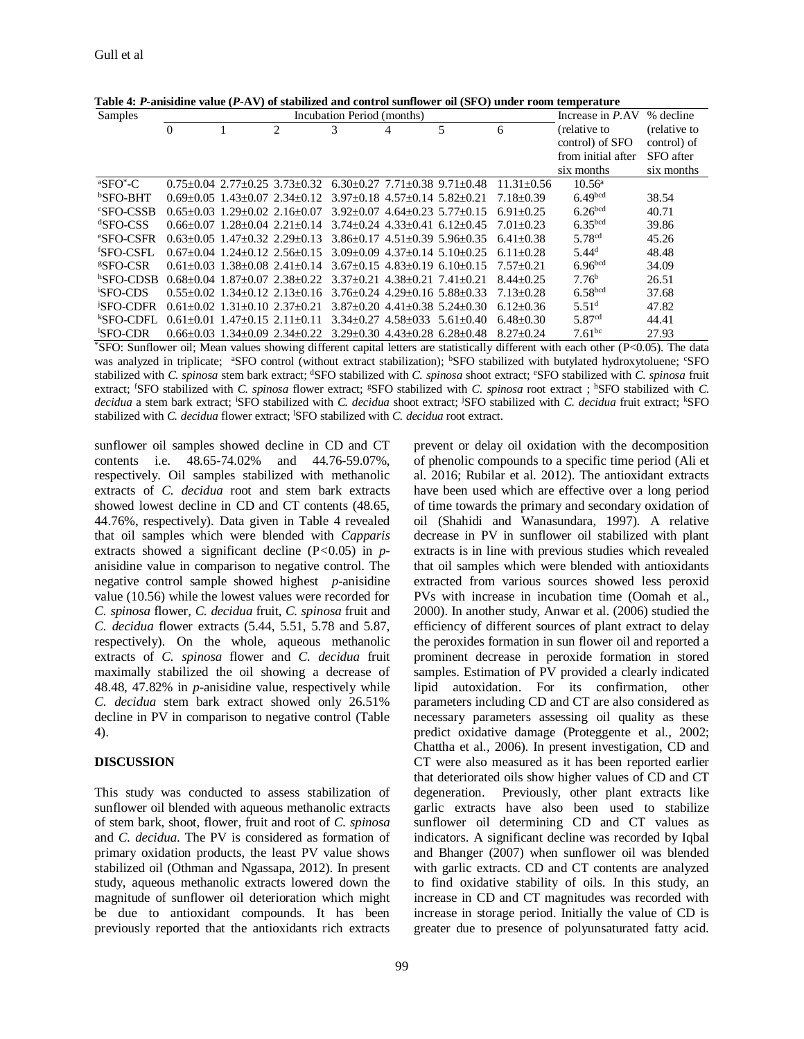**Table 4: *P*-anisidine value (*P*-AV) of stabilized and control sunflower oil (SFO) under room temperature**

| Samples | Incubation Period (months) | | | | | | | Increase in *P*.AV (relative to control) of SFO from initial after six months | % decline (relative to control) of SFO after six months |
|---|---|---|---|---|---|---|---|---|---|
| | 0 | 1 | 2 | 3 | 4 | 5 | 6 | | |
| [a]SFO*-C | 0.75±0.04 | 2.77±0.25 | 3.73±0.32 | 6.30±0.27 | 7.71±0.38 | 9.71±0.48 | 11.31±0.56 | 10.56[a] | |
| [b]SFO-BHT | 0.69±0.05 | 1.43±0.07 | 2.34±0.12 | 3.97±0.18 | 4.57±0.14 | 5.82±0.21 | 7.18±0.39 | 6.49[bcd] | 38.54 |
| [c]SFO-CSSB | 0.65±0.03 | 1.29±0.02 | 2.16±0.07 | 3.92±0.07 | 4.64±0.23 | 5.77±0.15 | 6.91±0.25 | 6.26[bcd] | 40.71 |
| [d]SFO-CSS | 0.66±0.07 | 1.28±0.04 | 2.21±0.14 | 3.74±0.24 | 4.33±0.41 | 6.12±0.45 | 7.01±0.23 | 6.35[bcd] | 39.86 |
| [e]SFO-CSFR | 0.63±0.05 | 1.47±0.32 | 2.29±0.13 | 3.86±0.17 | 4.51±0.39 | 5.96±0.35 | 6.41±0.38 | 5.78[cd] | 45.26 |
| [f]SFO-CSFL | 0.67±0.04 | 1.24±0.12 | 2.56±0.15 | 3.09±0.09 | 4.37±0.14 | 5.10±0.25 | 6.11±0.28 | 5.44[d] | 48.48 |
| [g]SFO-CSR | 0.61±0.03 | 1.38±0.08 | 2.41±0.14 | 3.67±0.15 | 4.83±0.19 | 6.10±0.15 | 7.57±0.21 | 6.96[bcd] | 34.09 |
| [h]SFO-CDSB | 0.68±0.04 | 1.87±0.07 | 2.38±0.22 | 3.37±0.21 | 4.38±0.21 | 7.41±0.21 | 8.44±0.25 | 7.76[b] | 26.51 |
| [i]SFO-CDS | 0.55±0.02 | 1.34±0.12 | 2.13±0.16 | 3.76±0.24 | 4.29±0.16 | 5.88±0.33 | 7.13±0.28 | 6.58[bcd] | 37.68 |
| [j]SFO-CDFR | 0.61±0.02 | 1.31±0.10 | 2.37±0.21 | 3.87±0.20 | 4.41±0.38 | 5.24±0.30 | 6.12±0.36 | 5.51[d] | 47.82 |
| [k]SFO-CDFL | 0.61±0.01 | 1.47±0.15 | 2.11±0.11 | 3.34±0.27 | 4.58±033 | 5.61±0.40 | 6.48±0.30 | 5.87[cd] | 44.41 |
| [l]SFO-CDR | 0.66±0.03 | 1.34±0.09 | 2.34±0.22 | 3.29±0.30 | 4.43±0.28 | 6.28±0.48 | 8.27±0.24 | 7.61[bc] | 27.93 |

*SFO: Sunflower oil; Mean values showing different capital letters are statistically different with each other (P<0.05). The data was analyzed in triplicate; [a]SFO control (without extract stabilization); [b]SFO stabilized with butylated hydroxytoluene; [c]SFO stabilized with *C. spinosa* stem bark extract; [d]SFO stabilized with *C. spinosa* shoot extract; [e]SFO stabilized with *C. spinosa* fruit extract; [f]SFO stabilized with *C. spinosa* flower extract; [g]SFO stabilized with *C. spinosa* root extract ; [h]SFO stabilized with *C. decidua* a stem bark extract; [i]SFO stabilized with *C. decidua* shoot extract; [j]SFO stabilized with *C. decidua* fruit extract; [k]SFO stabilized with *C. decidua* flower extract; [l]SFO stabilized with *C. decidua* root extract.

sunflower oil samples showed decline in CD and CT contents i.e. 48.65-74.02% and 44.76-59.07%, respectively. Oil samples stabilized with methanolic extracts of *C. decidua* root and stem bark extracts showed lowest decline in CD and CT contents (48.65, 44.76%, respectively). Data given in Table 4 revealed that oil samples which were blended with *Capparis* extracts showed a significant decline (P<0.05) in *p*-anisidine value in comparison to negative control. The negative control sample showed highest *p*-anisidine value (10.56) while the lowest values were recorded for *C. spinosa* flower, *C. decidua* fruit, *C. spinosa* fruit and *C. decidua* flower extracts (5.44, 5.51, 5.78 and 5.87, respectively). On the whole, aqueous methanolic extracts of *C. spinosa* flower and *C. decidua* fruit maximally stabilized the oil showing a decrease of 48.48, 47.82% in *p*-anisidine value, respectively while *C. decidua* stem bark extract showed only 26.51% decline in PV in comparison to negative control (Table 4).

## DISCUSSION

This study was conducted to assess stabilization of sunflower oil blended with aqueous methanolic extracts of stem bark, shoot, flower, fruit and root of *C. spinosa* and *C. decidua*. The PV is considered as formation of primary oxidation products, the least PV value shows stabilized oil (Othman and Ngassapa, 2012). In present study, aqueous methanolic extracts lowered down the magnitude of sunflower oil deterioration which might be due to antioxidant compounds. It has been previously reported that the antioxidants rich extracts prevent or delay oil oxidation with the decomposition of phenolic compounds to a specific time period (Ali et al. 2016; Rubilar et al. 2012). The antioxidant extracts have been used which are effective over a long period of time towards the primary and secondary oxidation of oil (Shahidi and Wanasundara, 1997). A relative decrease in PV in sunflower oil stabilized with plant extracts is in line with previous studies which revealed that oil samples which were blended with antioxidants extracted from various sources showed less peroxid PVs with increase in incubation time (Oomah et al., 2000). In another study, Anwar et al. (2006) studied the efficiency of different sources of plant extract to delay the peroxides formation in sun flower oil and reported a prominent decrease in peroxide formation in stored samples. Estimation of PV provided a clearly indicated lipid autoxidation. For its confirmation, other parameters including CD and CT are also considered as necessary parameters assessing oil quality as these predict oxidative damage (Proteggente et al., 2002; Chattha et al., 2006). In present investigation, CD and CT were also measured as it has been reported earlier that deteriorated oils show higher values of CD and CT degeneration. Previously, other plant extracts like garlic extracts have also been used to stabilize sunflower oil determining CD and CT values as indicators. A significant decline was recorded by Iqbal and Bhanger (2007) when sunflower oil was blended with garlic extracts. CD and CT contents are analyzed to find oxidative stability of oils. In this study, an increase in CD and CT magnitudes was recorded with increase in storage period. Initially the value of CD is greater due to presence of polyunsaturated fatty acid.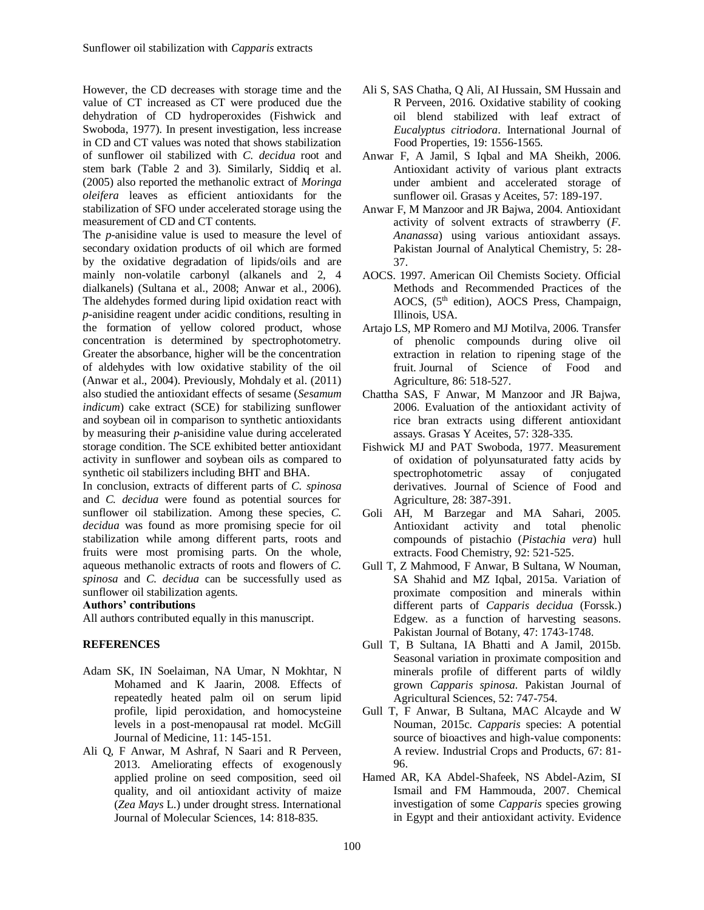However, the CD decreases with storage time and the value of CT increased as CT were produced due the dehydration of CD hydroperoxides (Fishwick and Swoboda, 1977). In present investigation, less increase in CD and CT values was noted that shows stabilization of sunflower oil stabilized with *C. decidua* root and stem bark (Table 2 and 3). Similarly, Siddiq et al. (2005) also reported the methanolic extract of *Moringa oleifera* leaves as efficient antioxidants for the stabilization of SFO under accelerated storage using the measurement of CD and CT contents.

The *p*-anisidine value is used to measure the level of secondary oxidation products of oil which are formed by the oxidative degradation of lipids/oils and are mainly non-volatile carbonyl (alkanels and 2, 4 dialkanels) (Sultana et al., 2008; Anwar et al., 2006). The aldehydes formed during lipid oxidation react with *p*-anisidine reagent under acidic conditions, resulting in the formation of yellow colored product, whose concentration is determined by spectrophotometry. Greater the absorbance, higher will be the concentration of aldehydes with low oxidative stability of the oil (Anwar et al., 2004). Previously, Mohdaly et al. (2011) also studied the antioxidant effects of sesame (*Sesamum indicum*) cake extract (SCE) for stabilizing sunflower and soybean oil in comparison to synthetic antioxidants by measuring their *p*-anisidine value during accelerated storage condition. The SCE exhibited better antioxidant activity in sunflower and soybean oils as compared to synthetic oil stabilizers including BHT and BHA.

In conclusion, extracts of different parts of *C. spinosa* and *C. decidua* were found as potential sources for sunflower oil stabilization. Among these species, *C. decidua* was found as more promising specie for oil stabilization while among different parts, roots and fruits were most promising parts. On the whole, aqueous methanolic extracts of roots and flowers of *C. spinosa* and *C. decidua* can be successfully used as sunflower oil stabilization agents.

**Authors' contributions**

All authors contributed equally in this manuscript.

## REFERENCES

Adam SK, IN Soelaiman, NA Umar, N Mokhtar, N Mohamed and K Jaarin, 2008. Effects of repeatedly heated palm oil on serum lipid profile, lipid peroxidation, and homocysteine levels in a post-menopausal rat model. McGill Journal of Medicine, 11: 145-151.

Ali Q, F Anwar, M Ashraf, N Saari and R Perveen, 2013. Ameliorating effects of exogenously applied proline on seed composition, seed oil quality, and oil antioxidant activity of maize (*Zea Mays* L.) under drought stress. International Journal of Molecular Sciences, 14: 818-835.

Ali S, SAS Chatha, Q Ali, AI Hussain, SM Hussain and R Perveen, 2016. Oxidative stability of cooking oil blend stabilized with leaf extract of *Eucalyptus citriodora*. International Journal of Food Properties, 19: 1556-1565.

Anwar F, A Jamil, S Iqbal and MA Sheikh, 2006. Antioxidant activity of various plant extracts under ambient and accelerated storage of sunflower oil. Grasas y Aceites, 57: 189-197.

Anwar F, M Manzoor and JR Bajwa, 2004. Antioxidant activity of solvent extracts of strawberry (*F. Ananassa*) using various antioxidant assays. Pakistan Journal of Analytical Chemistry, 5: 28-37.

AOCS. 1997. American Oil Chemists Society. Official Methods and Recommended Practices of the AOCS, (5th edition), AOCS Press, Champaign, Illinois, USA.

Artajo LS, MP Romero and MJ Motilva, 2006. Transfer of phenolic compounds during olive oil extraction in relation to ripening stage of the fruit. Journal of Science of Food and Agriculture, 86: 518-527.

Chattha SAS, F Anwar, M Manzoor and JR Bajwa, 2006. Evaluation of the antioxidant activity of rice bran extracts using different antioxidant assays. Grasas Y Aceites, 57: 328-335.

Fishwick MJ and PAT Swoboda, 1977. Measurement of oxidation of polyunsaturated fatty acids by spectrophotometric assay of conjugated derivatives. Journal of Science of Food and Agriculture, 28: 387-391.

Goli AH, M Barzegar and MA Sahari, 2005. Antioxidant activity and total phenolic compounds of pistachio (*Pistachia vera*) hull extracts. Food Chemistry, 92: 521-525.

Gull T, Z Mahmood, F Anwar, B Sultana, W Nouman, SA Shahid and MZ Iqbal, 2015a. Variation of proximate composition and minerals within different parts of *Capparis decidua* (Forssk.) Edgew. as a function of harvesting seasons. Pakistan Journal of Botany, 47: 1743-1748.

Gull T, B Sultana, IA Bhatti and A Jamil, 2015b. Seasonal variation in proximate composition and minerals profile of different parts of wildly grown *Capparis spinosa*. Pakistan Journal of Agricultural Sciences, 52: 747-754.

Gull T, F Anwar, B Sultana, MAC Alcayde and W Nouman, 2015c. *Capparis* species: A potential source of bioactives and high-value components: A review. Industrial Crops and Products, 67: 81-96.

Hamed AR, KA Abdel-Shafeek, NS Abdel-Azim, SI Ismail and FM Hammouda, 2007. Chemical investigation of some *Capparis* species growing in Egypt and their antioxidant activity. Evidence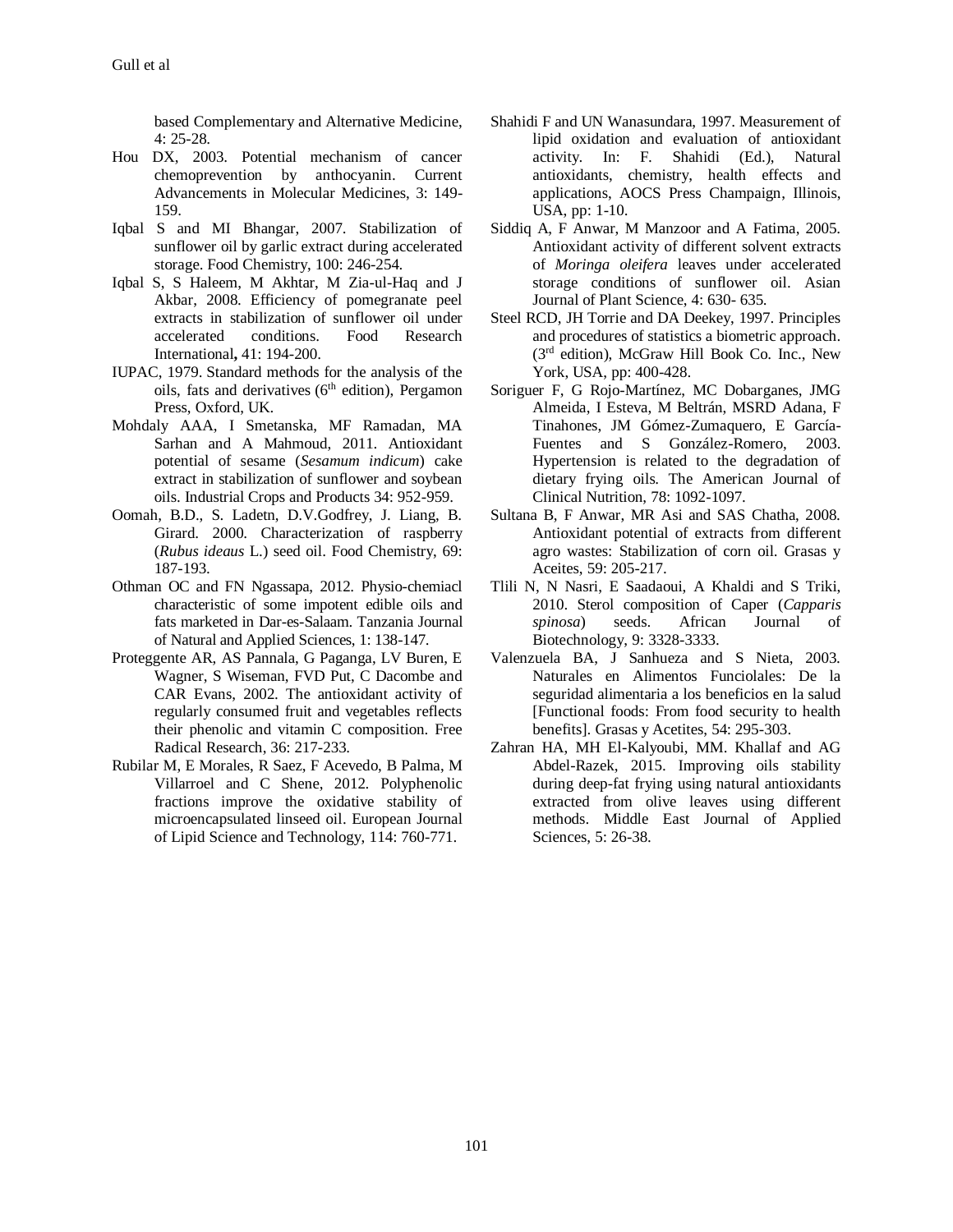based Complementary and Alternative Medicine, 4: 25-28.

Hou DX, 2003. Potential mechanism of cancer chemoprevention by anthocyanin. Current Advancements in Molecular Medicines, 3: 149-159.

Iqbal S and MI Bhangar, 2007. Stabilization of sunflower oil by garlic extract during accelerated storage. Food Chemistry, 100: 246-254.

Iqbal S, S Haleem, M Akhtar, M Zia-ul-Haq and J Akbar, 2008. Efficiency of pomegranate peel extracts in stabilization of sunflower oil under accelerated conditions. Food Research International**,** 41: 194-200.

IUPAC, 1979. Standard methods for the analysis of the oils, fats and derivatives (6th edition), Pergamon Press, Oxford, UK.

Mohdaly AAA, I Smetanska, MF Ramadan, MA Sarhan and A Mahmoud, 2011. Antioxidant potential of sesame (*Sesamum indicum*) cake extract in stabilization of sunflower and soybean oils. Industrial Crops and Products 34: 952-959.

Oomah, B.D., S. Ladetn, D.V.Godfrey, J. Liang, B. Girard. 2000. Characterization of raspberry (*Rubus ideaus* L.) seed oil. Food Chemistry, 69: 187-193.

Othman OC and FN Ngassapa, 2012. Physio-chemiacl characteristic of some impotent edible oils and fats marketed in Dar-es-Salaam. Tanzania Journal of Natural and Applied Sciences, 1: 138-147.

Proteggente AR, AS Pannala, G Paganga, LV Buren, E Wagner, S Wiseman, FVD Put, C Dacombe and CAR Evans, 2002. The antioxidant activity of regularly consumed fruit and vegetables reflects their phenolic and vitamin C composition. Free Radical Research, 36: 217-233.

Rubilar M, E Morales, R Saez, F Acevedo, B Palma, M Villarroel and C Shene, 2012. Polyphenolic fractions improve the oxidative stability of microencapsulated linseed oil. European Journal of Lipid Science and Technology, 114: 760-771.

Shahidi F and UN Wanasundara, 1997. Measurement of lipid oxidation and evaluation of antioxidant activity. In: F. Shahidi (Ed.), Natural antioxidants, chemistry, health effects and applications, AOCS Press Champaign, Illinois, USA, pp: 1-10.

Siddiq A, F Anwar, M Manzoor and A Fatima, 2005. Antioxidant activity of different solvent extracts of *Moringa oleifera* leaves under accelerated storage conditions of sunflower oil. Asian Journal of Plant Science, 4: 630- 635.

Steel RCD, JH Torrie and DA Deekey, 1997. Principles and procedures of statistics a biometric approach. (3rd edition), McGraw Hill Book Co. Inc., New York, USA, pp: 400-428.

Soriguer F, G Rojo-Martínez, MC Dobarganes, JMG Almeida, I Esteva, M Beltrán, MSRD Adana, F Tinahones, JM Gómez-Zumaquero, E García-Fuentes and S González-Romero, 2003. Hypertension is related to the degradation of dietary frying oils. The American Journal of Clinical Nutrition, 78: 1092-1097.

Sultana B, F Anwar, MR Asi and SAS Chatha, 2008. Antioxidant potential of extracts from different agro wastes: Stabilization of corn oil. Grasas y Aceites, 59: 205-217.

Tlili N, N Nasri, E Saadaoui, A Khaldi and S Triki, 2010. Sterol composition of Caper (*Capparis spinosa*) seeds. African Journal of Biotechnology, 9: 3328-3333.

Valenzuela BA, J Sanhueza and S Nieta, 2003. Naturales en Alimentos Funciolales: De la seguridad alimentaria a los beneficios en la salud [Functional foods: From food security to health benefits]. Grasas y Acetites, 54: 295-303.

Zahran HA, MH El-Kalyoubi, MM. Khallaf and AG Abdel-Razek, 2015. Improving oils stability during deep-fat frying using natural antioxidants extracted from olive leaves using different methods. Middle East Journal of Applied Sciences, 5: 26-38.